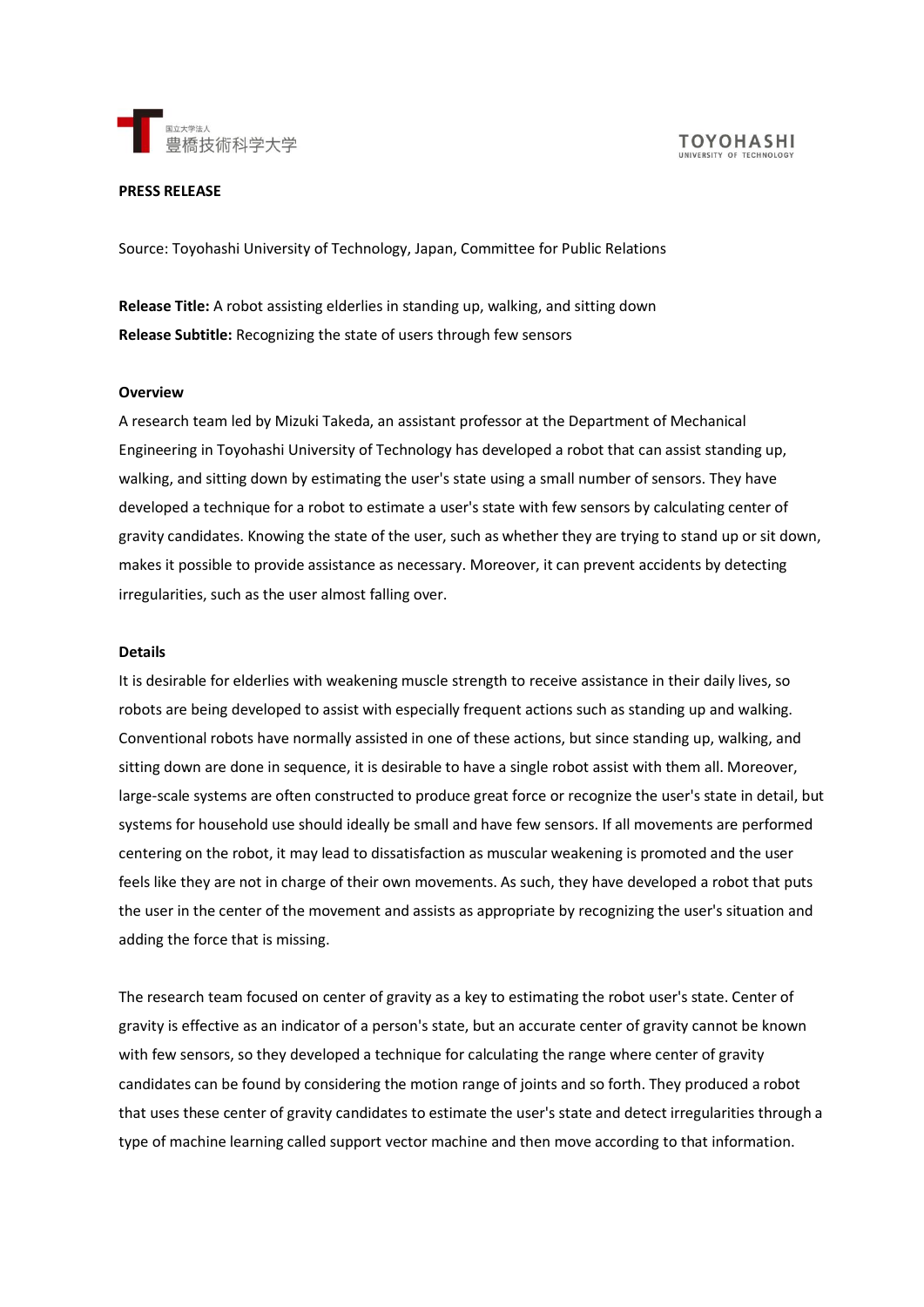**PRESS RELEASE**

Source: Toyohashi University of Technology, Japan, Committee for Public Relations

**Release Title:** A robot assisting elderlies in standing up, walking, and sitting down
**Release Subtitle:** Recognizing the state of users through few sensors

**Overview**

A research team led by Mizuki Takeda, an assistant professor at the Department of Mechanical Engineering in Toyohashi University of Technology has developed a robot that can assist standing up, walking, and sitting down by estimating the user's state using a small number of sensors. They have developed a technique for a robot to estimate a user's state with few sensors by calculating center of gravity candidates. Knowing the state of the user, such as whether they are trying to stand up or sit down, makes it possible to provide assistance as necessary. Moreover, it can prevent accidents by detecting irregularities, such as the user almost falling over.

**Details**

It is desirable for elderlies with weakening muscle strength to receive assistance in their daily lives, so robots are being developed to assist with especially frequent actions such as standing up and walking. Conventional robots have normally assisted in one of these actions, but since standing up, walking, and sitting down are done in sequence, it is desirable to have a single robot assist with them all. Moreover, large-scale systems are often constructed to produce great force or recognize the user's state in detail, but systems for household use should ideally be small and have few sensors. If all movements are performed centering on the robot, it may lead to dissatisfaction as muscular weakening is promoted and the user feels like they are not in charge of their own movements. As such, they have developed a robot that puts the user in the center of the movement and assists as appropriate by recognizing the user's situation and adding the force that is missing.

The research team focused on center of gravity as a key to estimating the robot user's state. Center of gravity is effective as an indicator of a person's state, but an accurate center of gravity cannot be known with few sensors, so they developed a technique for calculating the range where center of gravity candidates can be found by considering the motion range of joints and so forth. They produced a robot that uses these center of gravity candidates to estimate the user's state and detect irregularities through a type of machine learning called support vector machine and then move according to that information.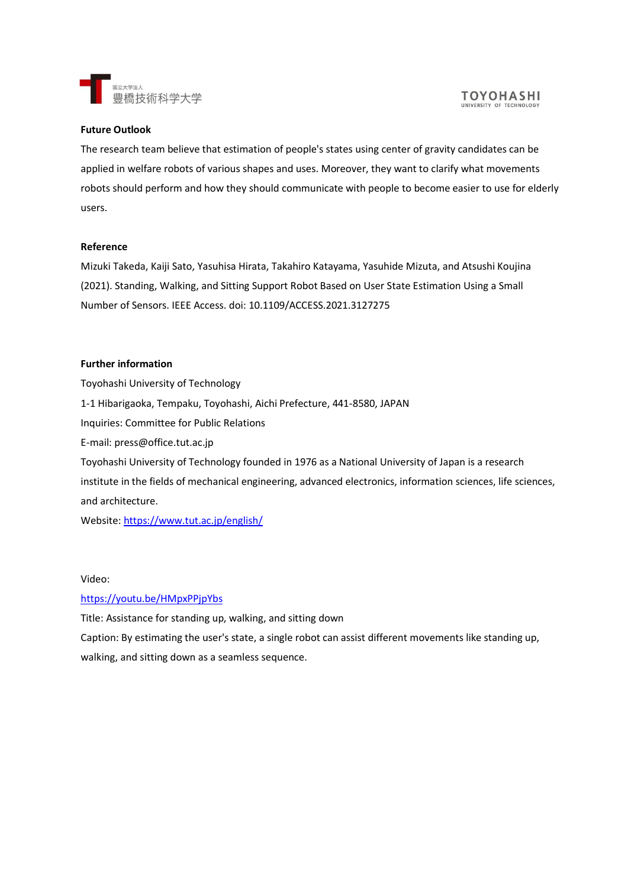**Future Outlook**

The research team believe that estimation of people's states using center of gravity candidates can be applied in welfare robots of various shapes and uses. Moreover, they want to clarify what movements robots should perform and how they should communicate with people to become easier to use for elderly users.

**Reference**

Mizuki Takeda, Kaiji Sato, Yasuhisa Hirata, Takahiro Katayama, Yasuhide Mizuta, and Atsushi Koujina (2021). Standing, Walking, and Sitting Support Robot Based on User State Estimation Using a Small Number of Sensors. IEEE Access. doi: 10.1109/ACCESS.2021.3127275

**Further information**

Toyohashi University of Technology

1-1 Hibarigaoka, Tempaku, Toyohashi, Aichi Prefecture, 441-8580, JAPAN

Inquiries: Committee for Public Relations

E-mail: press@office.tut.ac.jp

Toyohashi University of Technology founded in 1976 as a National University of Japan is a research institute in the fields of mechanical engineering, advanced electronics, information sciences, life sciences, and architecture.

Website: https://www.tut.ac.jp/english/

Video:

https://youtu.be/HMpxPPjpYbs

Title: Assistance for standing up, walking, and sitting down

Caption: By estimating the user's state, a single robot can assist different movements like standing up, walking, and sitting down as a seamless sequence.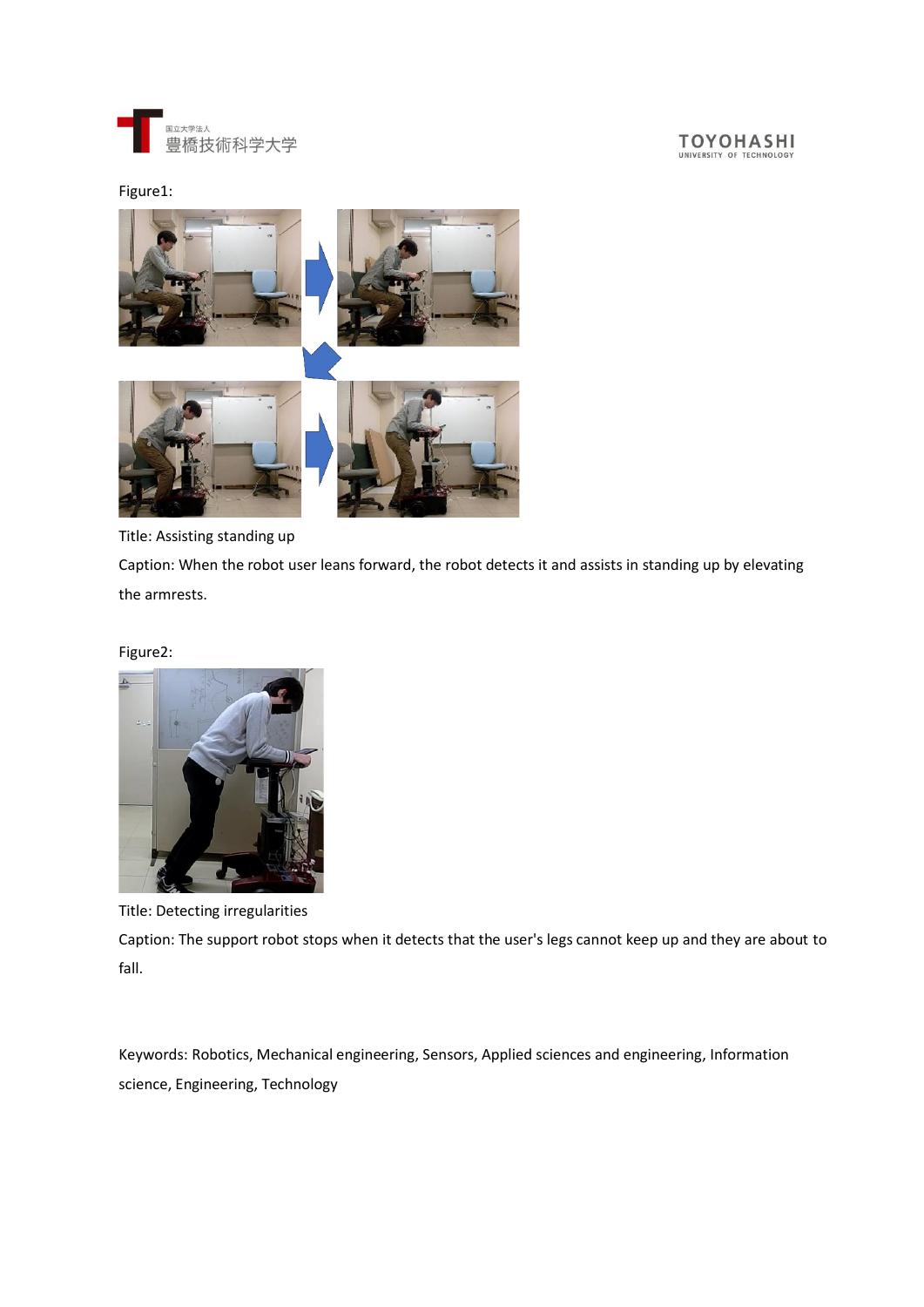Figure1:

Title: Assisting standing up

Caption: When the robot user leans forward, the robot detects it and assists in standing up by elevating the armrests.

Figure2:

Title: Detecting irregularities

Caption: The support robot stops when it detects that the user's legs cannot keep up and they are about to fall.

Keywords: Robotics, Mechanical engineering, Sensors, Applied sciences and engineering, Information science, Engineering, Technology